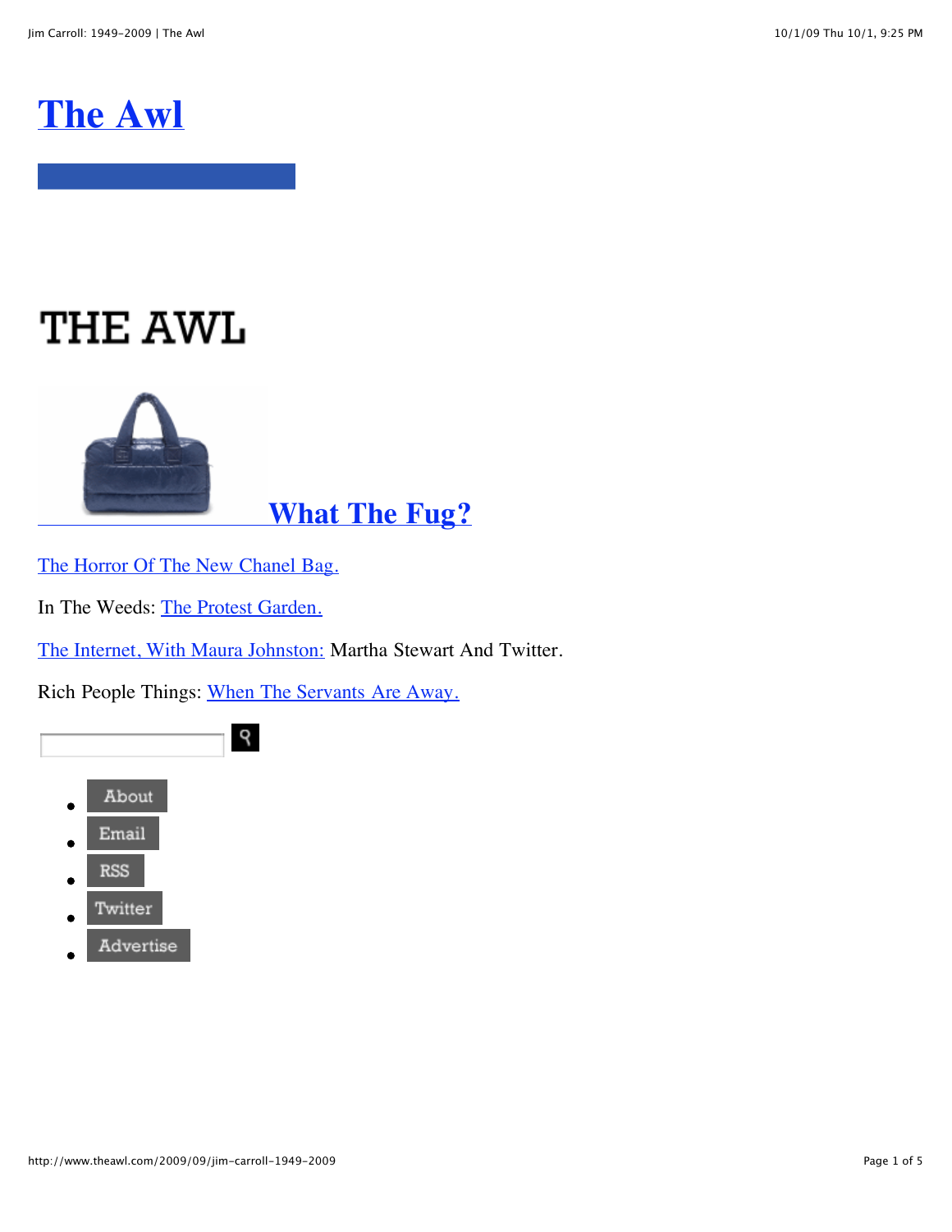# The Awl

THE AWL

## What The Fug?

The Horror Of The New Chanel Bag.

In The Weeds: The Protest Garden.

The Internet, With Maura Johnston: Martha Stewart And Twitter.

Rich People Things: When The Servants Are Away.

- About
- Email
- RSS
- Twitter
- Advertise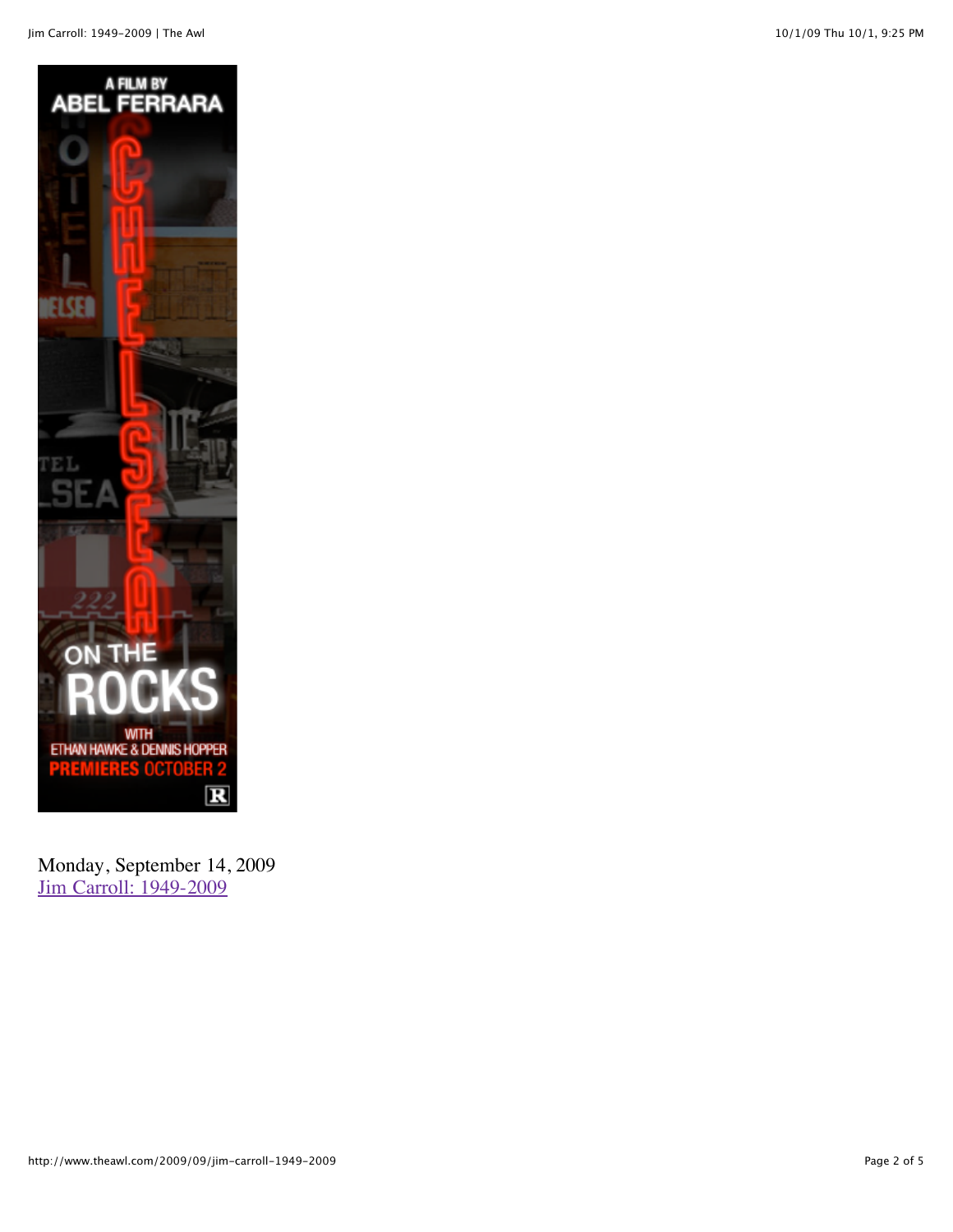A FILM BY
ABEL FERRARA

CHELSEA ON THE ROCKS

WITH
ETHAN HAWKE & DENNIS HOPPER
PREMIERES OCTOBER 2

R

Monday, September 14, 2009
[Jim Carroll: 1949-2009](http://www.theawl.com/2009/09/jim-carroll-1949-2009)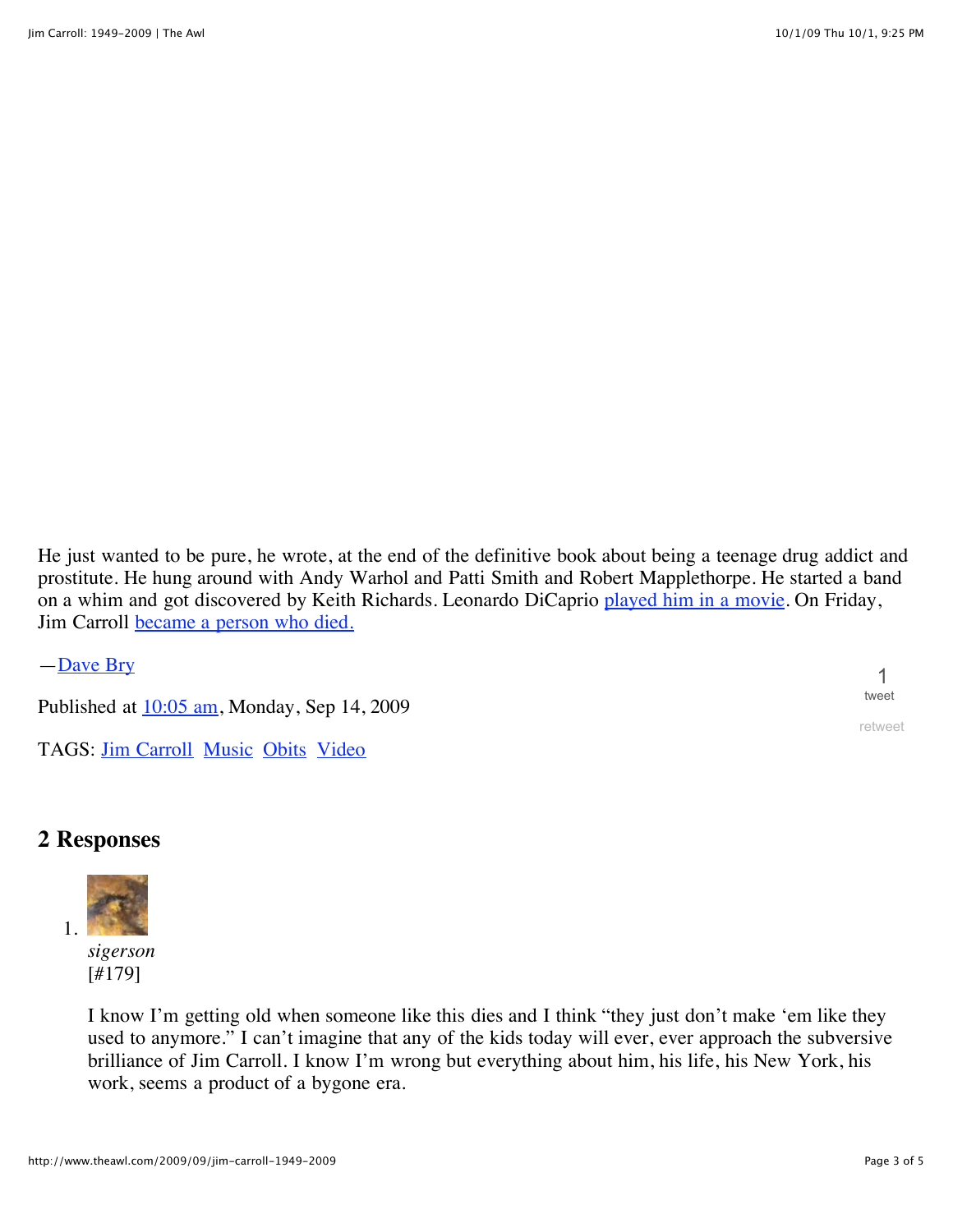He just wanted to be pure, he wrote, at the end of the definitive book about being a teenage drug addict and prostitute. He hung around with Andy Warhol and Patti Smith and Robert Mapplethorpe. He started a band on a whim and got discovered by Keith Richards. Leonardo DiCaprio played him in a movie. On Friday, Jim Carroll became a person who died.

—Dave Bry

Published at 10:05 am, Monday, Sep 14, 2009

1 tweet

retweet

TAGS: Jim Carroll Music Obits Video

## 2 Responses

1. *sigerson*
   [#179]

   I know I'm getting old when someone like this dies and I think "they just don't make 'em like they used to anymore." I can't imagine that any of the kids today will ever, ever approach the subversive brilliance of Jim Carroll. I know I'm wrong but everything about him, his life, his New York, his work, seems a product of a bygone era.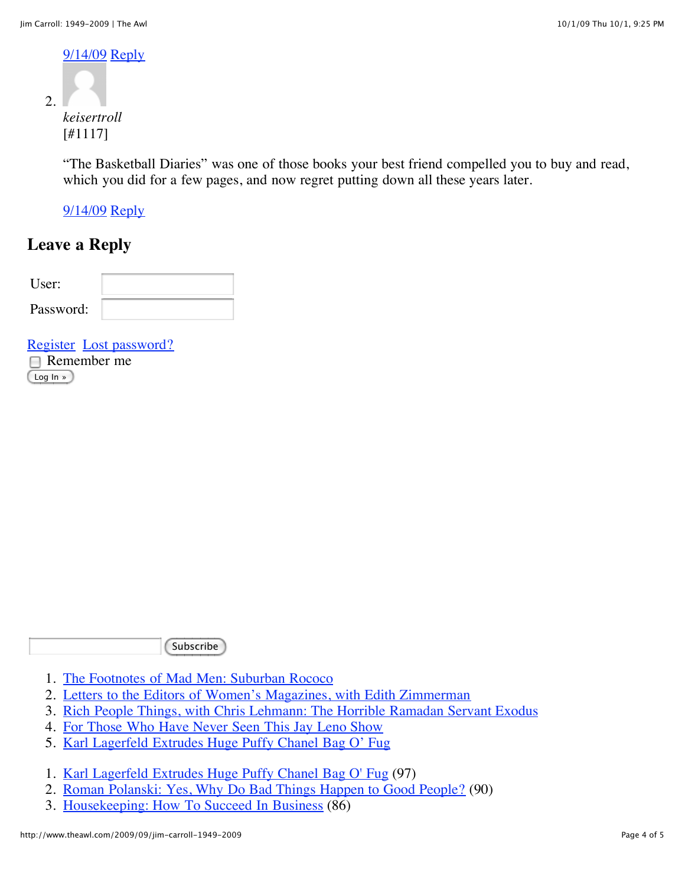9/14/09 Reply

2. *keisertroll*
   [#1117]

   "The Basketball Diaries" was one of those books your best friend compelled you to buy and read, which you did for a few pages, and now regret putting down all these years later.

   9/14/09 Reply

## Leave a Reply

User:

Password:

Register Lost password?

Remember me

Log In »

Subscribe

1. The Footnotes of Mad Men: Suburban Rococo
2. Letters to the Editors of Women's Magazines, with Edith Zimmerman
3. Rich People Things, with Chris Lehmann: The Horrible Ramadan Servant Exodus
4. For Those Who Have Never Seen This Jay Leno Show
5. Karl Lagerfeld Extrudes Huge Puffy Chanel Bag O' Fug

1. Karl Lagerfeld Extrudes Huge Puffy Chanel Bag O' Fug (97)
2. Roman Polanski: Yes, Why Do Bad Things Happen to Good People? (90)
3. Housekeeping: How To Succeed In Business (86)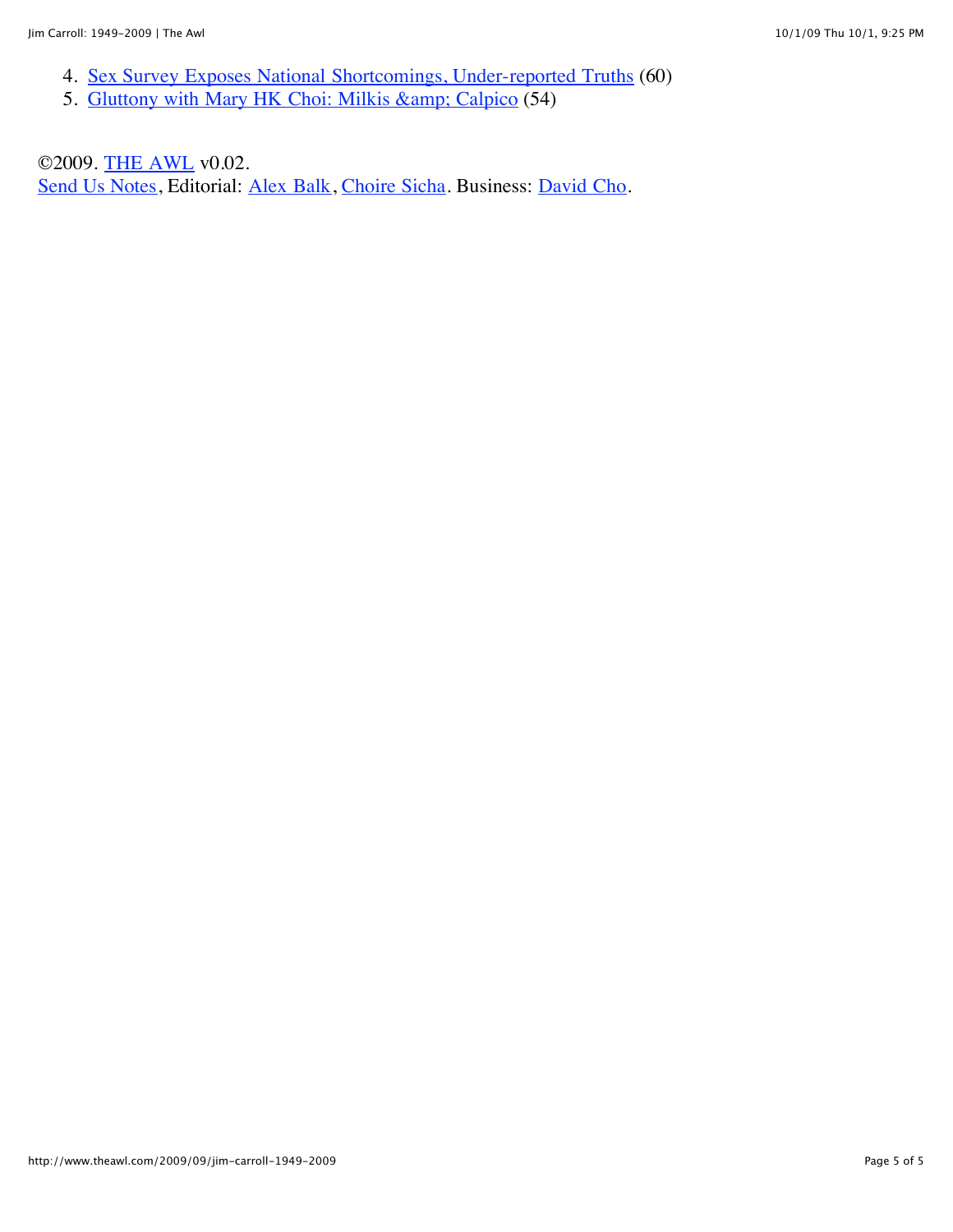4. Sex Survey Exposes National Shortcomings, Under-reported Truths (60)
5. Gluttony with Mary HK Choi: Milkis &amp; Calpico (54)

©2009. THE AWL v0.02.
Send Us Notes, Editorial: Alex Balk, Choire Sicha. Business: David Cho.